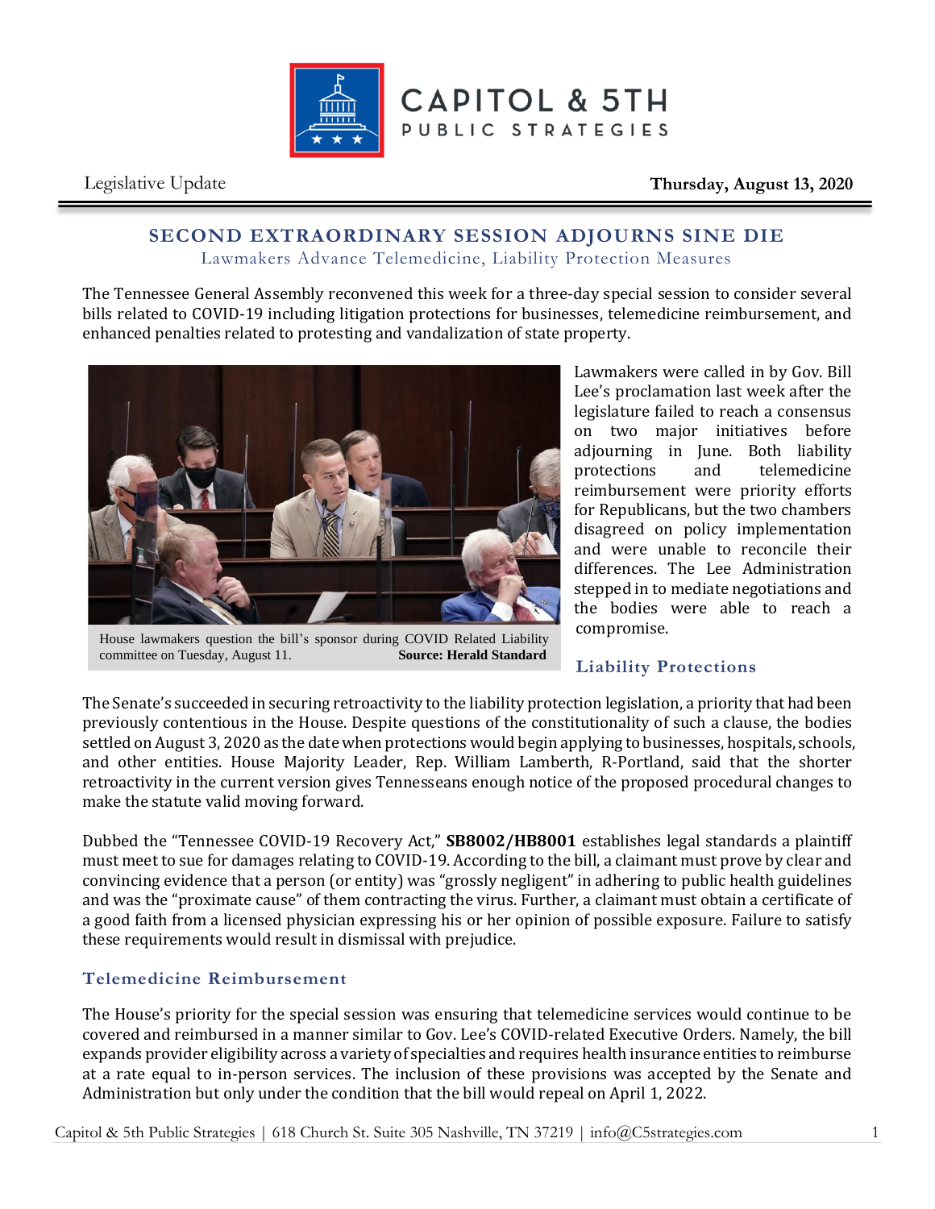Legislative Update

**Thursday, August 13, 2020**

## SECOND EXTRAORDINARY SESSION ADJOURNS SINE DIE

Lawmakers Advance Telemedicine, Liability Protection Measures

The Tennessee General Assembly reconvened this week for a three-day special session to consider several bills related to COVID-19 including litigation protections for businesses, telemedicine reimbursement, and enhanced penalties related to protesting and vandalization of state property.

House lawmakers question the bill's sponsor during COVID Related Liability committee on Tuesday, August 11. **Source: Herald Standard**

Lawmakers were called in by Gov. Bill Lee's proclamation last week after the legislature failed to reach a consensus on two major initiatives before adjourning in June. Both liability protections and telemedicine reimbursement were priority efforts for Republicans, but the two chambers disagreed on policy implementation and were unable to reconcile their differences. The Lee Administration stepped in to mediate negotiations and the bodies were able to reach a compromise.

### Liability Protections

The Senate's succeeded in securing retroactivity to the liability protection legislation, a priority that had been previously contentious in the House. Despite questions of the constitutionality of such a clause, the bodies settled on August 3, 2020 as the date when protections would begin applying to businesses, hospitals, schools, and other entities. House Majority Leader, Rep. William Lamberth, R-Portland, said that the shorter retroactivity in the current version gives Tennesseans enough notice of the proposed procedural changes to make the statute valid moving forward.

Dubbed the "Tennessee COVID-19 Recovery Act," **SB8002/HB8001** establishes legal standards a plaintiff must meet to sue for damages relating to COVID-19. According to the bill, a claimant must prove by clear and convincing evidence that a person (or entity) was "grossly negligent" in adhering to public health guidelines and was the "proximate cause" of them contracting the virus. Further, a claimant must obtain a certificate of a good faith from a licensed physician expressing his or her opinion of possible exposure. Failure to satisfy these requirements would result in dismissal with prejudice.

### Telemedicine Reimbursement

The House's priority for the special session was ensuring that telemedicine services would continue to be covered and reimbursed in a manner similar to Gov. Lee's COVID-related Executive Orders. Namely, the bill expands provider eligibility across a variety of specialties and requires health insurance entities to reimburse at a rate equal to in-person services. The inclusion of these provisions was accepted by the Senate and Administration but only under the condition that the bill would repeal on April 1, 2022.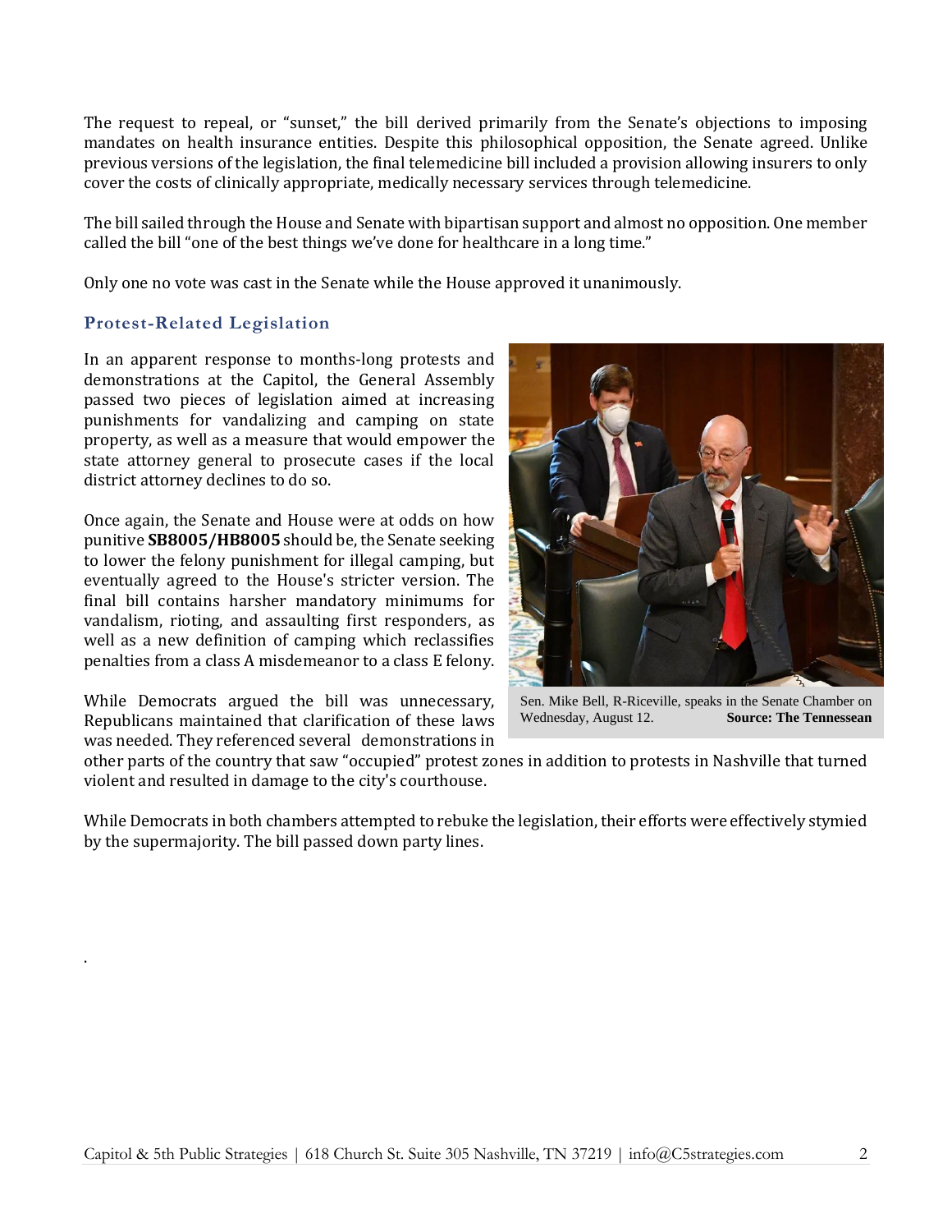The request to repeal, or "sunset," the bill derived primarily from the Senate's objections to imposing mandates on health insurance entities. Despite this philosophical opposition, the Senate agreed. Unlike previous versions of the legislation, the final telemedicine bill included a provision allowing insurers to only cover the costs of clinically appropriate, medically necessary services through telemedicine.

The bill sailed through the House and Senate with bipartisan support and almost no opposition. One member called the bill "one of the best things we've done for healthcare in a long time."

Only one no vote was cast in the Senate while the House approved it unanimously.

### Protest-Related Legislation

In an apparent response to months-long protests and demonstrations at the Capitol, the General Assembly passed two pieces of legislation aimed at increasing punishments for vandalizing and camping on state property, as well as a measure that would empower the state attorney general to prosecute cases if the local district attorney declines to do so.

Once again, the Senate and House were at odds on how punitive **SB8005/HB8005** should be, the Senate seeking to lower the felony punishment for illegal camping, but eventually agreed to the House's stricter version. The final bill contains harsher mandatory minimums for vandalism, rioting, and assaulting first responders, as well as a new definition of camping which reclassifies penalties from a class A misdemeanor to a class E felony.

Sen. Mike Bell, R-Riceville, speaks in the Senate Chamber on Wednesday, August 12. **Source: The Tennessean**

While Democrats argued the bill was unnecessary, Republicans maintained that clarification of these laws was needed. They referenced several demonstrations in other parts of the country that saw "occupied" protest zones in addition to protests in Nashville that turned violent and resulted in damage to the city's courthouse.

While Democrats in both chambers attempted to rebuke the legislation, their efforts were effectively stymied by the supermajority. The bill passed down party lines.

.